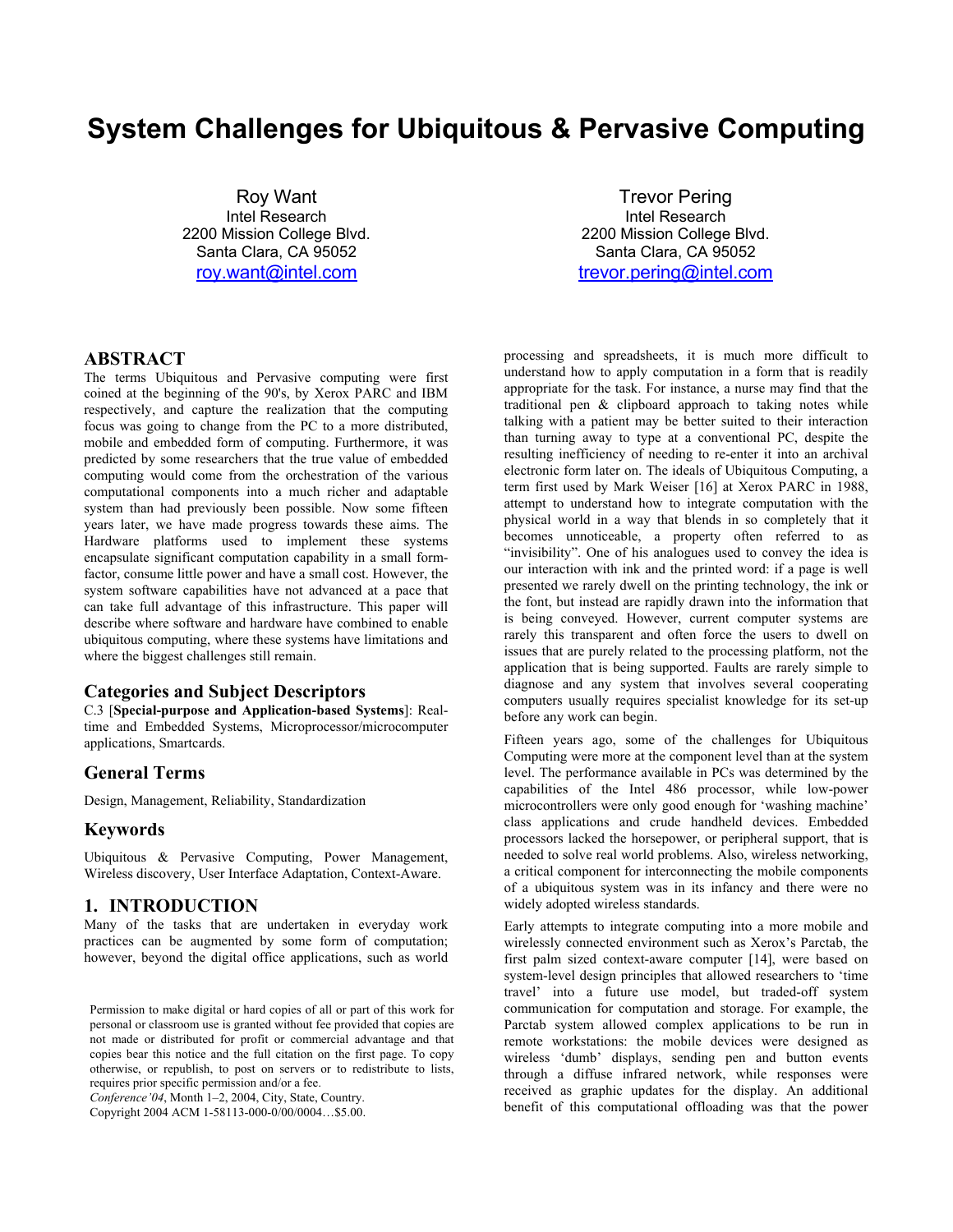# System Challenges for Ubiquitous & Pervasive Computing

Roy Want
Intel Research
2200 Mission College Blvd.
Santa Clara, CA 95052
roy.want@intel.com

Trevor Pering
Intel Research
2200 Mission College Blvd.
Santa Clara, CA 95052
trevor.pering@intel.com

## ABSTRACT

The terms Ubiquitous and Pervasive computing were first coined at the beginning of the 90's, by Xerox PARC and IBM respectively, and capture the realization that the computing focus was going to change from the PC to a more distributed, mobile and embedded form of computing. Furthermore, it was predicted by some researchers that the true value of embedded computing would come from the orchestration of the various computational components into a much richer and adaptable system than had previously been possible. Now some fifteen years later, we have made progress towards these aims. The Hardware platforms used to implement these systems encapsulate significant computation capability in a small form-factor, consume little power and have a small cost. However, the system software capabilities have not advanced at a pace that can take full advantage of this infrastructure. This paper will describe where software and hardware have combined to enable ubiquitous computing, where these systems have limitations and where the biggest challenges still remain.

## Categories and Subject Descriptors

C.3 [**Special-purpose and Application-based Systems**]: Real-time and Embedded Systems, Microprocessor/microcomputer applications, Smartcards.

## General Terms

Design, Management, Reliability, Standardization

## Keywords

Ubiquitous & Pervasive Computing, Power Management, Wireless discovery, User Interface Adaptation, Context-Aware.

## 1. INTRODUCTION

Many of the tasks that are undertaken in everyday work practices can be augmented by some form of computation; however, beyond the digital office applications, such as world processing and spreadsheets, it is much more difficult to understand how to apply computation in a form that is readily appropriate for the task. For instance, a nurse may find that the traditional pen & clipboard approach to taking notes while talking with a patient may be better suited to their interaction than turning away to type at a conventional PC, despite the resulting inefficiency of needing to re-enter it into an archival electronic form later on. The ideals of Ubiquitous Computing, a term first used by Mark Weiser [16] at Xerox PARC in 1988, attempt to understand how to integrate computation with the physical world in a way that blends in so completely that it becomes unnoticeable, a property often referred to as "invisibility". One of his analogues used to convey the idea is our interaction with ink and the printed word: if a page is well presented we rarely dwell on the printing technology, the ink or the font, but instead are rapidly drawn into the information that is being conveyed. However, current computer systems are rarely this transparent and often force the users to dwell on issues that are purely related to the processing platform, not the application that is being supported. Faults are rarely simple to diagnose and any system that involves several cooperating computers usually requires specialist knowledge for its set-up before any work can begin.

Fifteen years ago, some of the challenges for Ubiquitous Computing were more at the component level than at the system level. The performance available in PCs was determined by the capabilities of the Intel 486 processor, while low-power microcontrollers were only good enough for 'washing machine' class applications and crude handheld devices. Embedded processors lacked the horsepower, or peripheral support, that is needed to solve real world problems. Also, wireless networking, a critical component for interconnecting the mobile components of a ubiquitous system was in its infancy and there were no widely adopted wireless standards.

Early attempts to integrate computing into a more mobile and wirelessly connected environment such as Xerox's Parctab, the first palm sized context-aware computer [14], were based on system-level design principles that allowed researchers to 'time travel' into a future use model, but traded-off system communication for computation and storage. For example, the Parctab system allowed complex applications to be run in remote workstations: the mobile devices were designed as wireless 'dumb' displays, sending pen and button events through a diffuse infrared network, while responses were received as graphic updates for the display. An additional benefit of this computational offloading was that the power

Permission to make digital or hard copies of all or part of this work for personal or classroom use is granted without fee provided that copies are not made or distributed for profit or commercial advantage and that copies bear this notice and the full citation on the first page. To copy otherwise, or republish, to post on servers or to redistribute to lists, requires prior specific permission and/or a fee.
*Conference'04*, Month 1–2, 2004, City, State, Country.
Copyright 2004 ACM 1-58113-000-0/00/0004…$5.00.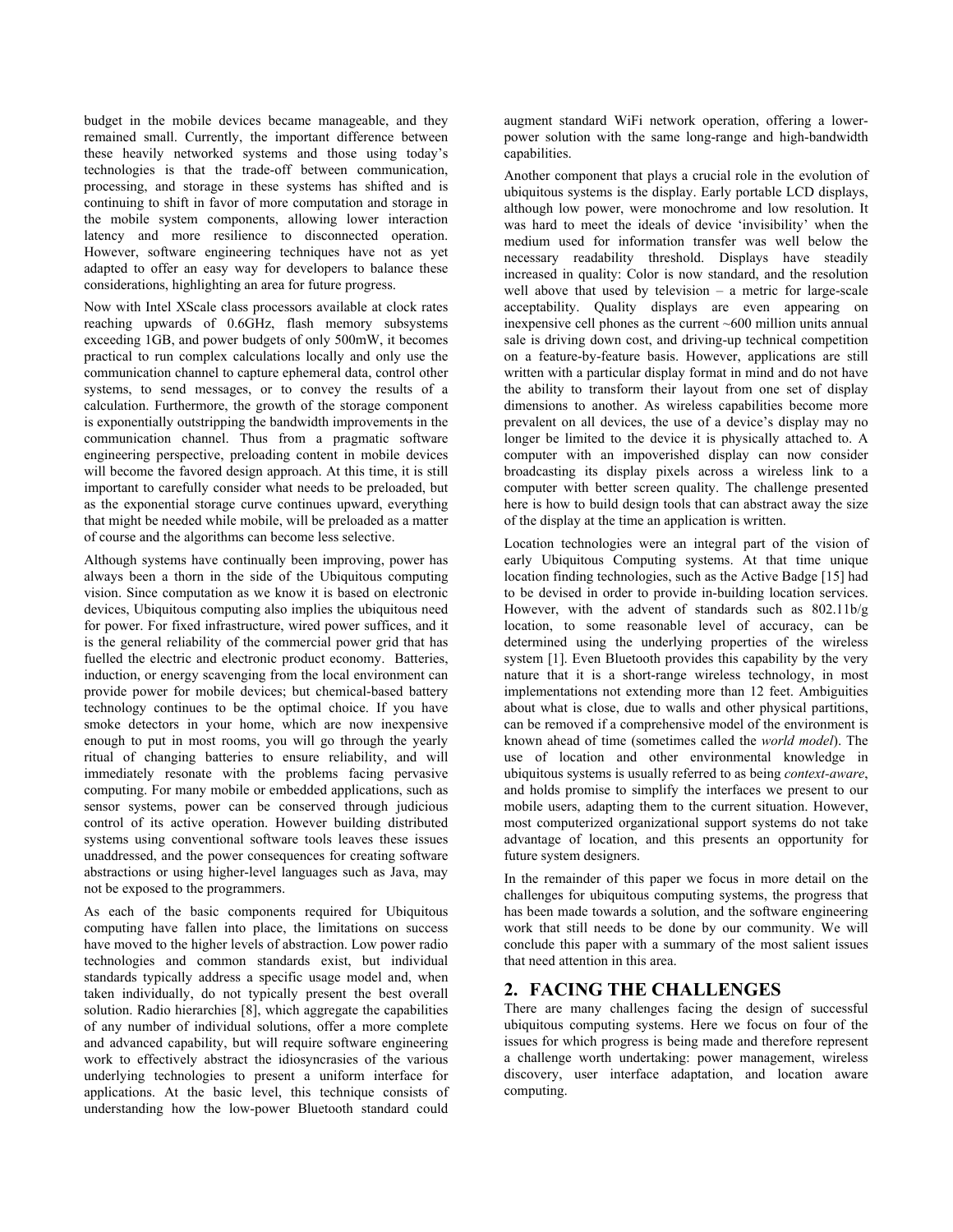budget in the mobile devices became manageable, and they remained small. Currently, the important difference between these heavily networked systems and those using today's technologies is that the trade-off between communication, processing, and storage in these systems has shifted and is continuing to shift in favor of more computation and storage in the mobile system components, allowing lower interaction latency and more resilience to disconnected operation. However, software engineering techniques have not as yet adapted to offer an easy way for developers to balance these considerations, highlighting an area for future progress.

Now with Intel XScale class processors available at clock rates reaching upwards of 0.6GHz, flash memory subsystems exceeding 1GB, and power budgets of only 500mW, it becomes practical to run complex calculations locally and only use the communication channel to capture ephemeral data, control other systems, to send messages, or to convey the results of a calculation. Furthermore, the growth of the storage component is exponentially outstripping the bandwidth improvements in the communication channel. Thus from a pragmatic software engineering perspective, preloading content in mobile devices will become the favored design approach. At this time, it is still important to carefully consider what needs to be preloaded, but as the exponential storage curve continues upward, everything that might be needed while mobile, will be preloaded as a matter of course and the algorithms can become less selective.

Although systems have continually been improving, power has always been a thorn in the side of the Ubiquitous computing vision. Since computation as we know it is based on electronic devices, Ubiquitous computing also implies the ubiquitous need for power. For fixed infrastructure, wired power suffices, and it is the general reliability of the commercial power grid that has fuelled the electric and electronic product economy. Batteries, induction, or energy scavenging from the local environment can provide power for mobile devices; but chemical-based battery technology continues to be the optimal choice. If you have smoke detectors in your home, which are now inexpensive enough to put in most rooms, you will go through the yearly ritual of changing batteries to ensure reliability, and will immediately resonate with the problems facing pervasive computing. For many mobile or embedded applications, such as sensor systems, power can be conserved through judicious control of its active operation. However building distributed systems using conventional software tools leaves these issues unaddressed, and the power consequences for creating software abstractions or using higher-level languages such as Java, may not be exposed to the programmers.

As each of the basic components required for Ubiquitous computing have fallen into place, the limitations on success have moved to the higher levels of abstraction. Low power radio technologies and common standards exist, but individual standards typically address a specific usage model and, when taken individually, do not typically present the best overall solution. Radio hierarchies [8], which aggregate the capabilities of any number of individual solutions, offer a more complete and advanced capability, but will require software engineering work to effectively abstract the idiosyncrasies of the various underlying technologies to present a uniform interface for applications. At the basic level, this technique consists of understanding how the low-power Bluetooth standard could augment standard WiFi network operation, offering a lower-power solution with the same long-range and high-bandwidth capabilities.

Another component that plays a crucial role in the evolution of ubiquitous systems is the display. Early portable LCD displays, although low power, were monochrome and low resolution. It was hard to meet the ideals of device 'invisibility' when the medium used for information transfer was well below the necessary readability threshold. Displays have steadily increased in quality: Color is now standard, and the resolution well above that used by television – a metric for large-scale acceptability. Quality displays are even appearing on inexpensive cell phones as the current ~600 million units annual sale is driving down cost, and driving-up technical competition on a feature-by-feature basis. However, applications are still written with a particular display format in mind and do not have the ability to transform their layout from one set of display dimensions to another. As wireless capabilities become more prevalent on all devices, the use of a device's display may no longer be limited to the device it is physically attached to. A computer with an impoverished display can now consider broadcasting its display pixels across a wireless link to a computer with better screen quality. The challenge presented here is how to build design tools that can abstract away the size of the display at the time an application is written.

Location technologies were an integral part of the vision of early Ubiquitous Computing systems. At that time unique location finding technologies, such as the Active Badge [15] had to be devised in order to provide in-building location services. However, with the advent of standards such as 802.11b/g location, to some reasonable level of accuracy, can be determined using the underlying properties of the wireless system [1]. Even Bluetooth provides this capability by the very nature that it is a short-range wireless technology, in most implementations not extending more than 12 feet. Ambiguities about what is close, due to walls and other physical partitions, can be removed if a comprehensive model of the environment is known ahead of time (sometimes called the *world model*). The use of location and other environmental knowledge in ubiquitous systems is usually referred to as being *context-aware*, and holds promise to simplify the interfaces we present to our mobile users, adapting them to the current situation. However, most computerized organizational support systems do not take advantage of location, and this presents an opportunity for future system designers.

In the remainder of this paper we focus in more detail on the challenges for ubiquitous computing systems, the progress that has been made towards a solution, and the software engineering work that still needs to be done by our community. We will conclude this paper with a summary of the most salient issues that need attention in this area.

## 2. FACING THE CHALLENGES

There are many challenges facing the design of successful ubiquitous computing systems. Here we focus on four of the issues for which progress is being made and therefore represent a challenge worth undertaking: power management, wireless discovery, user interface adaptation, and location aware computing.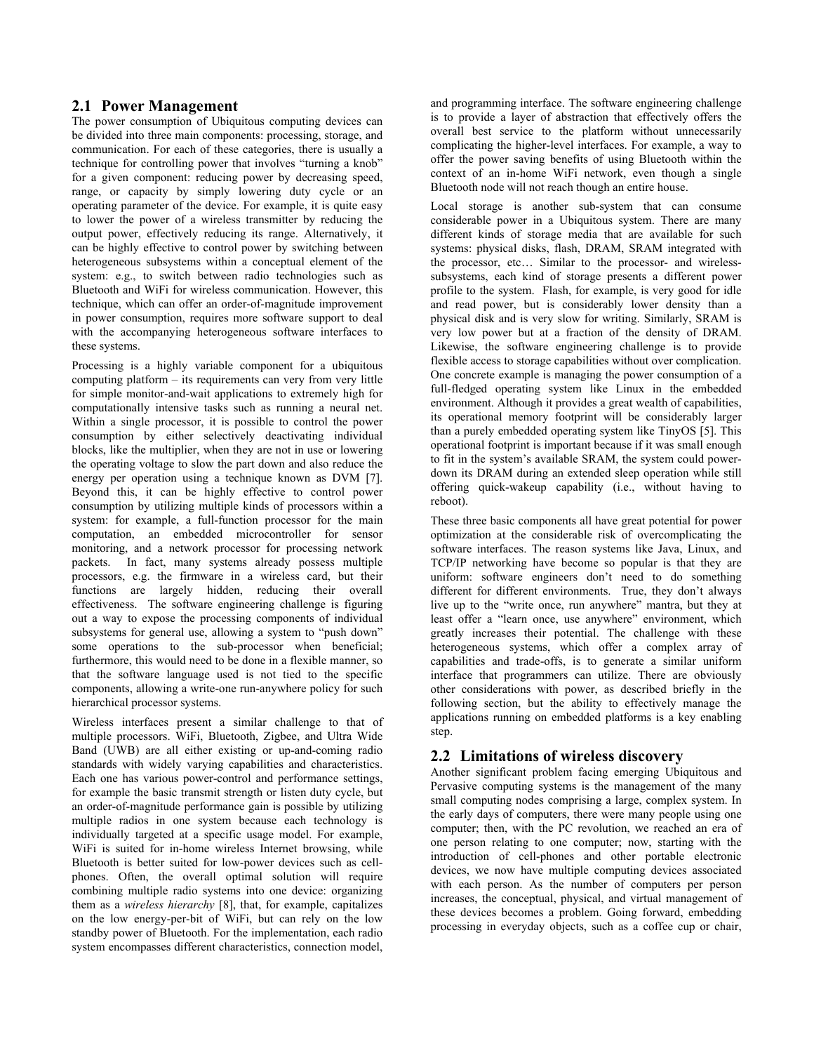## 2.1 Power Management

The power consumption of Ubiquitous computing devices can be divided into three main components: processing, storage, and communication. For each of these categories, there is usually a technique for controlling power that involves "turning a knob" for a given component: reducing power by decreasing speed, range, or capacity by simply lowering duty cycle or an operating parameter of the device. For example, it is quite easy to lower the power of a wireless transmitter by reducing the output power, effectively reducing its range. Alternatively, it can be highly effective to control power by switching between heterogeneous subsystems within a conceptual element of the system: e.g., to switch between radio technologies such as Bluetooth and WiFi for wireless communication. However, this technique, which can offer an order-of-magnitude improvement in power consumption, requires more software support to deal with the accompanying heterogeneous software interfaces to these systems.

Processing is a highly variable component for a ubiquitous computing platform – its requirements can very from very little for simple monitor-and-wait applications to extremely high for computationally intensive tasks such as running a neural net. Within a single processor, it is possible to control the power consumption by either selectively deactivating individual blocks, like the multiplier, when they are not in use or lowering the operating voltage to slow the part down and also reduce the energy per operation using a technique known as DVM [7]. Beyond this, it can be highly effective to control power consumption by utilizing multiple kinds of processors within a system: for example, a full-function processor for the main computation, an embedded microcontroller for sensor monitoring, and a network processor for processing network packets. In fact, many systems already possess multiple processors, e.g. the firmware in a wireless card, but their functions are largely hidden, reducing their overall effectiveness. The software engineering challenge is figuring out a way to expose the processing components of individual subsystems for general use, allowing a system to "push down" some operations to the sub-processor when beneficial; furthermore, this would need to be done in a flexible manner, so that the software language used is not tied to the specific components, allowing a write-one run-anywhere policy for such hierarchical processor systems.

Wireless interfaces present a similar challenge to that of multiple processors. WiFi, Bluetooth, Zigbee, and Ultra Wide Band (UWB) are all either existing or up-and-coming radio standards with widely varying capabilities and characteristics. Each one has various power-control and performance settings, for example the basic transmit strength or listen duty cycle, but an order-of-magnitude performance gain is possible by utilizing multiple radios in one system because each technology is individually targeted at a specific usage model. For example, WiFi is suited for in-home wireless Internet browsing, while Bluetooth is better suited for low-power devices such as cell-phones. Often, the overall optimal solution will require combining multiple radio systems into one device: organizing them as a *wireless hierarchy* [8], that, for example, capitalizes on the low energy-per-bit of WiFi, but can rely on the low standby power of Bluetooth. For the implementation, each radio system encompasses different characteristics, connection model, and programming interface. The software engineering challenge is to provide a layer of abstraction that effectively offers the overall best service to the platform without unnecessarily complicating the higher-level interfaces. For example, a way to offer the power saving benefits of using Bluetooth within the context of an in-home WiFi network, even though a single Bluetooth node will not reach though an entire house.

Local storage is another sub-system that can consume considerable power in a Ubiquitous system. There are many different kinds of storage media that are available for such systems: physical disks, flash, DRAM, SRAM integrated with the processor, etc… Similar to the processor- and wireless-subsystems, each kind of storage presents a different power profile to the system. Flash, for example, is very good for idle and read power, but is considerably lower density than a physical disk and is very slow for writing. Similarly, SRAM is very low power but at a fraction of the density of DRAM. Likewise, the software engineering challenge is to provide flexible access to storage capabilities without over complication. One concrete example is managing the power consumption of a full-fledged operating system like Linux in the embedded environment. Although it provides a great wealth of capabilities, its operational memory footprint will be considerably larger than a purely embedded operating system like TinyOS [5]. This operational footprint is important because if it was small enough to fit in the system's available SRAM, the system could power-down its DRAM during an extended sleep operation while still offering quick-wakeup capability (i.e., without having to reboot).

These three basic components all have great potential for power optimization at the considerable risk of overcomplicating the software interfaces. The reason systems like Java, Linux, and TCP/IP networking have become so popular is that they are uniform: software engineers don't need to do something different for different environments. True, they don't always live up to the "write once, run anywhere" mantra, but they at least offer a "learn once, use anywhere" environment, which greatly increases their potential. The challenge with these heterogeneous systems, which offer a complex array of capabilities and trade-offs, is to generate a similar uniform interface that programmers can utilize. There are obviously other considerations with power, as described briefly in the following section, but the ability to effectively manage the applications running on embedded platforms is a key enabling step.

## 2.2 Limitations of wireless discovery

Another significant problem facing emerging Ubiquitous and Pervasive computing systems is the management of the many small computing nodes comprising a large, complex system. In the early days of computers, there were many people using one computer; then, with the PC revolution, we reached an era of one person relating to one computer; now, starting with the introduction of cell-phones and other portable electronic devices, we now have multiple computing devices associated with each person. As the number of computers per person increases, the conceptual, physical, and virtual management of these devices becomes a problem. Going forward, embedding processing in everyday objects, such as a coffee cup or chair,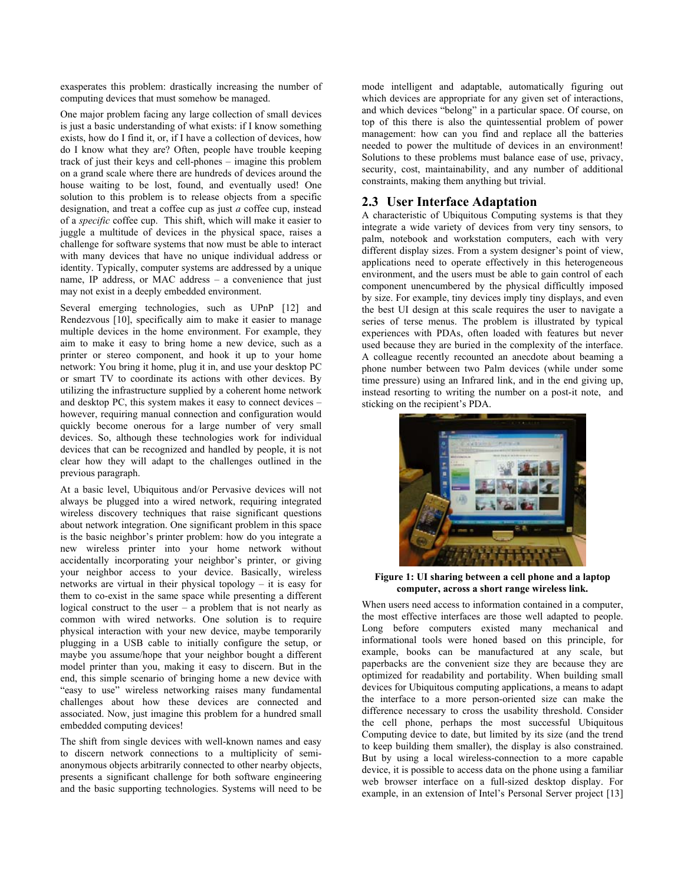exasperates this problem: drastically increasing the number of computing devices that must somehow be managed.

One major problem facing any large collection of small devices is just a basic understanding of what exists: if I know something exists, how do I find it, or, if I have a collection of devices, how do I know what they are? Often, people have trouble keeping track of just their keys and cell-phones – imagine this problem on a grand scale where there are hundreds of devices around the house waiting to be lost, found, and eventually used! One solution to this problem is to release objects from a specific designation, and treat a coffee cup as just *a* coffee cup, instead of a *specific* coffee cup. This shift, which will make it easier to juggle a multitude of devices in the physical space, raises a challenge for software systems that now must be able to interact with many devices that have no unique individual address or identity. Typically, computer systems are addressed by a unique name, IP address, or MAC address – a convenience that just may not exist in a deeply embedded environment.

Several emerging technologies, such as UPnP [12] and Rendezvous [10], specifically aim to make it easier to manage multiple devices in the home environment. For example, they aim to make it easy to bring home a new device, such as a printer or stereo component, and hook it up to your home network: You bring it home, plug it in, and use your desktop PC or smart TV to coordinate its actions with other devices. By utilizing the infrastructure supplied by a coherent home network and desktop PC, this system makes it easy to connect devices – however, requiring manual connection and configuration would quickly become onerous for a large number of very small devices. So, although these technologies work for individual devices that can be recognized and handled by people, it is not clear how they will adapt to the challenges outlined in the previous paragraph.

At a basic level, Ubiquitous and/or Pervasive devices will not always be plugged into a wired network, requiring integrated wireless discovery techniques that raise significant questions about network integration. One significant problem in this space is the basic neighbor's printer problem: how do you integrate a new wireless printer into your home network without accidentally incorporating your neighbor's printer, or giving your neighbor access to your device. Basically, wireless networks are virtual in their physical topology – it is easy for them to co-exist in the same space while presenting a different logical construct to the user – a problem that is not nearly as common with wired networks. One solution is to require physical interaction with your new device, maybe temporarily plugging in a USB cable to initially configure the setup, or maybe you assume/hope that your neighbor bought a different model printer than you, making it easy to discern. But in the end, this simple scenario of bringing home a new device with "easy to use" wireless networking raises many fundamental challenges about how these devices are connected and associated. Now, just imagine this problem for a hundred small embedded computing devices!

The shift from single devices with well-known names and easy to discern network connections to a multiplicity of semi-anonymous objects arbitrarily connected to other nearby objects, presents a significant challenge for both software engineering and the basic supporting technologies. Systems will need to be mode intelligent and adaptable, automatically figuring out which devices are appropriate for any given set of interactions, and which devices "belong" in a particular space. Of course, on top of this there is also the quintessential problem of power management: how can you find and replace all the batteries needed to power the multitude of devices in an environment! Solutions to these problems must balance ease of use, privacy, security, cost, maintainability, and any number of additional constraints, making them anything but trivial.

## 2.3 User Interface Adaptation

A characteristic of Ubiquitous Computing systems is that they integrate a wide variety of devices from very tiny sensors, to palm, notebook and workstation computers, each with very different display sizes. From a system designer's point of view, applications need to operate effectively in this heterogeneous environment, and the users must be able to gain control of each component unencumbered by the physical difficultly imposed by size. For example, tiny devices imply tiny displays, and even the best UI design at this scale requires the user to navigate a series of terse menus. The problem is illustrated by typical experiences with PDAs, often loaded with features but never used because they are buried in the complexity of the interface. A colleague recently recounted an anecdote about beaming a phone number between two Palm devices (while under some time pressure) using an Infrared link, and in the end giving up, instead resorting to writing the number on a post-it note, and sticking on the recipient's PDA.

**Figure 1: UI sharing between a cell phone and a laptop computer, across a short range wireless link.**

When users need access to information contained in a computer, the most effective interfaces are those well adapted to people. Long before computers existed many mechanical and informational tools were honed based on this principle, for example, books can be manufactured at any scale, but paperbacks are the convenient size they are because they are optimized for readability and portability. When building small devices for Ubiquitous computing applications, a means to adapt the interface to a more person-oriented size can make the difference necessary to cross the usability threshold. Consider the cell phone, perhaps the most successful Ubiquitous Computing device to date, but limited by its size (and the trend to keep building them smaller), the display is also constrained. But by using a local wireless-connection to a more capable device, it is possible to access data on the phone using a familiar web browser interface on a full-sized desktop display. For example, in an extension of Intel's Personal Server project [13]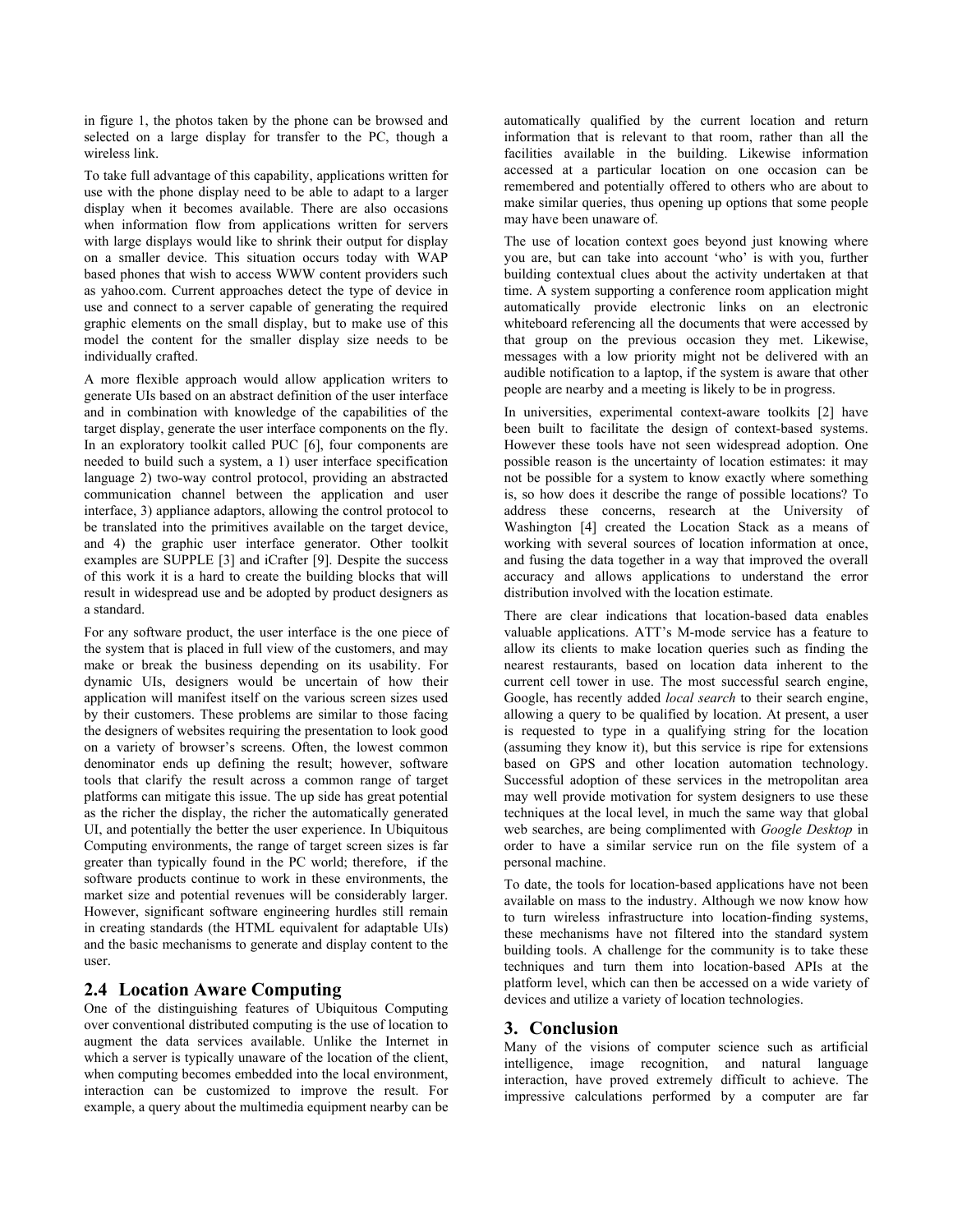in figure 1, the photos taken by the phone can be browsed and selected on a large display for transfer to the PC, though a wireless link.

To take full advantage of this capability, applications written for use with the phone display need to be able to adapt to a larger display when it becomes available. There are also occasions when information flow from applications written for servers with large displays would like to shrink their output for display on a smaller device. This situation occurs today with WAP based phones that wish to access WWW content providers such as yahoo.com. Current approaches detect the type of device in use and connect to a server capable of generating the required graphic elements on the small display, but to make use of this model the content for the smaller display size needs to be individually crafted.

A more flexible approach would allow application writers to generate UIs based on an abstract definition of the user interface and in combination with knowledge of the capabilities of the target display, generate the user interface components on the fly. In an exploratory toolkit called PUC [6], four components are needed to build such a system, a 1) user interface specification language 2) two-way control protocol, providing an abstracted communication channel between the application and user interface, 3) appliance adaptors, allowing the control protocol to be translated into the primitives available on the target device, and 4) the graphic user interface generator. Other toolkit examples are SUPPLE [3] and iCrafter [9]. Despite the success of this work it is a hard to create the building blocks that will result in widespread use and be adopted by product designers as a standard.

For any software product, the user interface is the one piece of the system that is placed in full view of the customers, and may make or break the business depending on its usability. For dynamic UIs, designers would be uncertain of how their application will manifest itself on the various screen sizes used by their customers. These problems are similar to those facing the designers of websites requiring the presentation to look good on a variety of browser's screens. Often, the lowest common denominator ends up defining the result; however, software tools that clarify the result across a common range of target platforms can mitigate this issue. The up side has great potential as the richer the display, the richer the automatically generated UI, and potentially the better the user experience. In Ubiquitous Computing environments, the range of target screen sizes is far greater than typically found in the PC world; therefore, if the software products continue to work in these environments, the market size and potential revenues will be considerably larger. However, significant software engineering hurdles still remain in creating standards (the HTML equivalent for adaptable UIs) and the basic mechanisms to generate and display content to the user.

## 2.4 Location Aware Computing

One of the distinguishing features of Ubiquitous Computing over conventional distributed computing is the use of location to augment the data services available. Unlike the Internet in which a server is typically unaware of the location of the client, when computing becomes embedded into the local environment, interaction can be customized to improve the result. For example, a query about the multimedia equipment nearby can be automatically qualified by the current location and return information that is relevant to that room, rather than all the facilities available in the building. Likewise information accessed at a particular location on one occasion can be remembered and potentially offered to others who are about to make similar queries, thus opening up options that some people may have been unaware of.

The use of location context goes beyond just knowing where you are, but can take into account 'who' is with you, further building contextual clues about the activity undertaken at that time. A system supporting a conference room application might automatically provide electronic links on an electronic whiteboard referencing all the documents that were accessed by that group on the previous occasion they met. Likewise, messages with a low priority might not be delivered with an audible notification to a laptop, if the system is aware that other people are nearby and a meeting is likely to be in progress.

In universities, experimental context-aware toolkits [2] have been built to facilitate the design of context-based systems. However these tools have not seen widespread adoption. One possible reason is the uncertainty of location estimates: it may not be possible for a system to know exactly where something is, so how does it describe the range of possible locations? To address these concerns, research at the University of Washington [4] created the Location Stack as a means of working with several sources of location information at once, and fusing the data together in a way that improved the overall accuracy and allows applications to understand the error distribution involved with the location estimate.

There are clear indications that location-based data enables valuable applications. ATT's M-mode service has a feature to allow its clients to make location queries such as finding the nearest restaurants, based on location data inherent to the current cell tower in use. The most successful search engine, Google, has recently added *local search* to their search engine, allowing a query to be qualified by location. At present, a user is requested to type in a qualifying string for the location (assuming they know it), but this service is ripe for extensions based on GPS and other location automation technology. Successful adoption of these services in the metropolitan area may well provide motivation for system designers to use these techniques at the local level, in much the same way that global web searches, are being complimented with *Google Desktop* in order to have a similar service run on the file system of a personal machine.

To date, the tools for location-based applications have not been available on mass to the industry. Although we now know how to turn wireless infrastructure into location-finding systems, these mechanisms have not filtered into the standard system building tools. A challenge for the community is to take these techniques and turn them into location-based APIs at the platform level, which can then be accessed on a wide variety of devices and utilize a variety of location technologies.

# 3. Conclusion

Many of the visions of computer science such as artificial intelligence, image recognition, and natural language interaction, have proved extremely difficult to achieve. The impressive calculations performed by a computer are far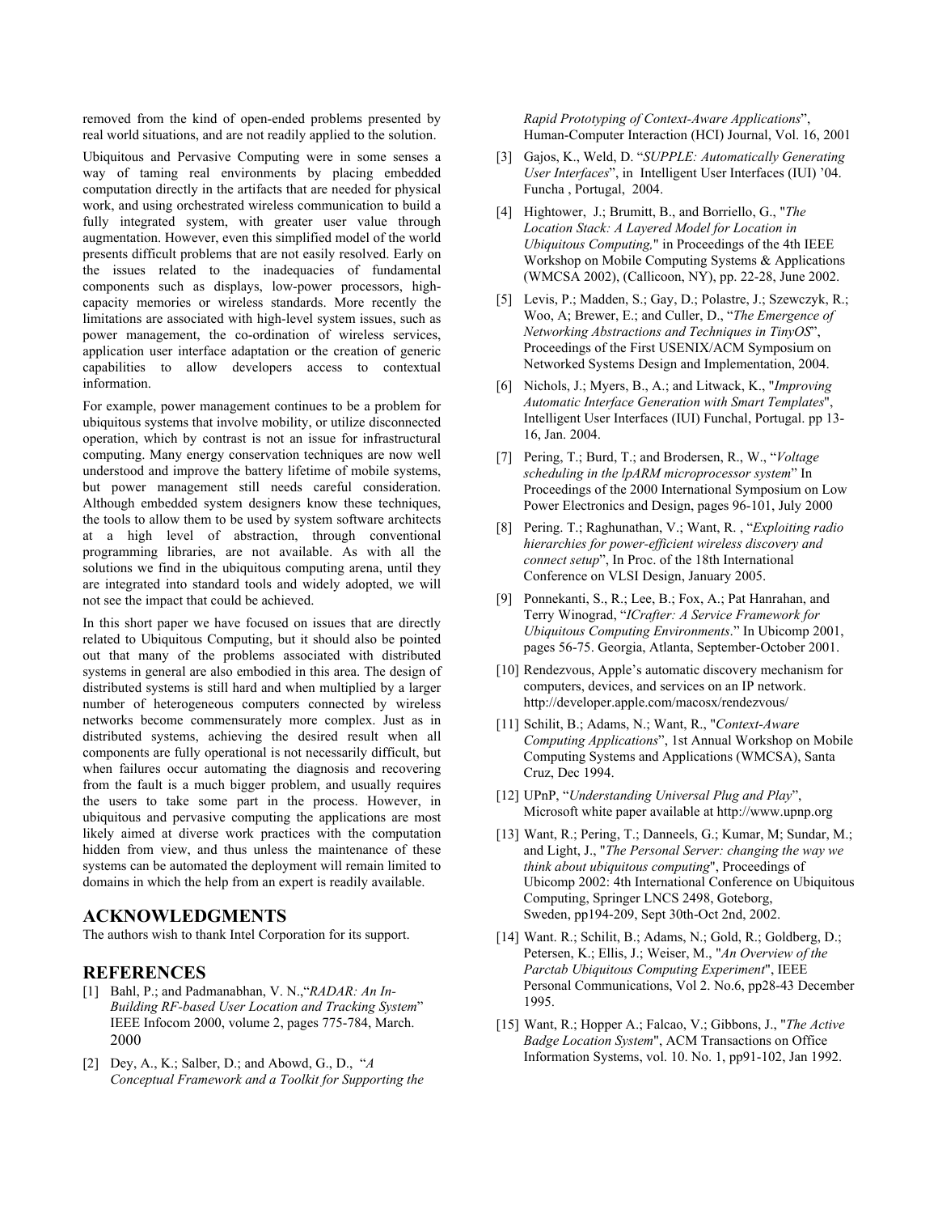removed from the kind of open-ended problems presented by real world situations, and are not readily applied to the solution.

Ubiquitous and Pervasive Computing were in some senses a way of taming real environments by placing embedded computation directly in the artifacts that are needed for physical work, and using orchestrated wireless communication to build a fully integrated system, with greater user value through augmentation. However, even this simplified model of the world presents difficult problems that are not easily resolved. Early on the issues related to the inadequacies of fundamental components such as displays, low-power processors, high-capacity memories or wireless standards. More recently the limitations are associated with high-level system issues, such as power management, the co-ordination of wireless services, application user interface adaptation or the creation of generic capabilities to allow developers access to contextual information.

For example, power management continues to be a problem for ubiquitous systems that involve mobility, or utilize disconnected operation, which by contrast is not an issue for infrastructural computing. Many energy conservation techniques are now well understood and improve the battery lifetime of mobile systems, but power management still needs careful consideration. Although embedded system designers know these techniques, the tools to allow them to be used by system software architects at a high level of abstraction, through conventional programming libraries, are not available. As with all the solutions we find in the ubiquitous computing arena, until they are integrated into standard tools and widely adopted, we will not see the impact that could be achieved.

In this short paper we have focused on issues that are directly related to Ubiquitous Computing, but it should also be pointed out that many of the problems associated with distributed systems in general are also embodied in this area. The design of distributed systems is still hard and when multiplied by a larger number of heterogeneous computers connected by wireless networks become commensurately more complex. Just as in distributed systems, achieving the desired result when all components are fully operational is not necessarily difficult, but when failures occur automating the diagnosis and recovering from the fault is a much bigger problem, and usually requires the users to take some part in the process. However, in ubiquitous and pervasive computing the applications are most likely aimed at diverse work practices with the computation hidden from view, and thus unless the maintenance of these systems can be automated the deployment will remain limited to domains in which the help from an expert is readily available.

## ACKNOWLEDGMENTS

The authors wish to thank Intel Corporation for its support.

## REFERENCES

[1] Bahl, P.; and Padmanabhan, V. N.,"*RADAR: An In-Building RF-based User Location and Tracking System*" IEEE Infocom 2000, volume 2, pages 775-784, March. 2000

[2] Dey, A., K.; Salber, D.; and Abowd, G., D., "*A Conceptual Framework and a Toolkit for Supporting the Rapid Prototyping of Context-Aware Applications*", Human-Computer Interaction (HCI) Journal, Vol. 16, 2001

[3] Gajos, K., Weld, D. "*SUPPLE: Automatically Generating User Interfaces*", in Intelligent User Interfaces (IUI) '04. Funcha , Portugal, 2004.

[4] Hightower, J.; Brumitt, B., and Borriello, G., "*The Location Stack: A Layered Model for Location in Ubiquitous Computing,*" in Proceedings of the 4th IEEE Workshop on Mobile Computing Systems & Applications (WMCSA 2002), (Callicoon, NY), pp. 22-28, June 2002.

[5] Levis, P.; Madden, S.; Gay, D.; Polastre, J.; Szewczyk, R.; Woo, A; Brewer, E.; and Culler, D., "*The Emergence of Networking Abstractions and Techniques in TinyOS*", Proceedings of the First USENIX/ACM Symposium on Networked Systems Design and Implementation, 2004.

[6] Nichols, J.; Myers, B., A.; and Litwack, K., "*Improving Automatic Interface Generation with Smart Templates*", Intelligent User Interfaces (IUI) Funchal, Portugal. pp 13-16, Jan. 2004.

[7] Pering, T.; Burd, T.; and Brodersen, R., W., "*Voltage scheduling in the lpARM microprocessor system*" In Proceedings of the 2000 International Symposium on Low Power Electronics and Design, pages 96-101, July 2000

[8] Pering. T.; Raghunathan, V.; Want, R. , "*Exploiting radio hierarchies for power-efficient wireless discovery and connect setup*", In Proc. of the 18th International Conference on VLSI Design, January 2005.

[9] Ponnekanti, S., R.; Lee, B.; Fox, A.; Pat Hanrahan, and Terry Winograd, "*ICrafter: A Service Framework for Ubiquitous Computing Environments*." In Ubicomp 2001, pages 56-75. Georgia, Atlanta, September-October 2001.

[10] Rendezvous, Apple's automatic discovery mechanism for computers, devices, and services on an IP network. http://developer.apple.com/macosx/rendezvous/

[11] Schilit, B.; Adams, N.; Want, R., "*Context-Aware Computing Applications*", 1st Annual Workshop on Mobile Computing Systems and Applications (WMCSA), Santa Cruz, Dec 1994.

[12] UPnP, "*Understanding Universal Plug and Play*", Microsoft white paper available at http://www.upnp.org

[13] Want, R.; Pering, T.; Danneels, G.; Kumar, M; Sundar, M.; and Light, J., "*The Personal Server: changing the way we think about ubiquitous computing*", Proceedings of Ubicomp 2002: 4th International Conference on Ubiquitous Computing, Springer LNCS 2498, Goteborg, Sweden, pp194-209, Sept 30th-Oct 2nd, 2002.

[14] Want. R.; Schilit, B.; Adams, N.; Gold, R.; Goldberg, D.; Petersen, K.; Ellis, J.; Weiser, M., "*An Overview of the Parctab Ubiquitous Computing Experiment*", IEEE Personal Communications, Vol 2. No.6, pp28-43 December 1995.

[15] Want, R.; Hopper A.; Falcao, V.; Gibbons, J., "*The Active Badge Location System*", ACM Transactions on Office Information Systems, vol. 10. No. 1, pp91-102, Jan 1992.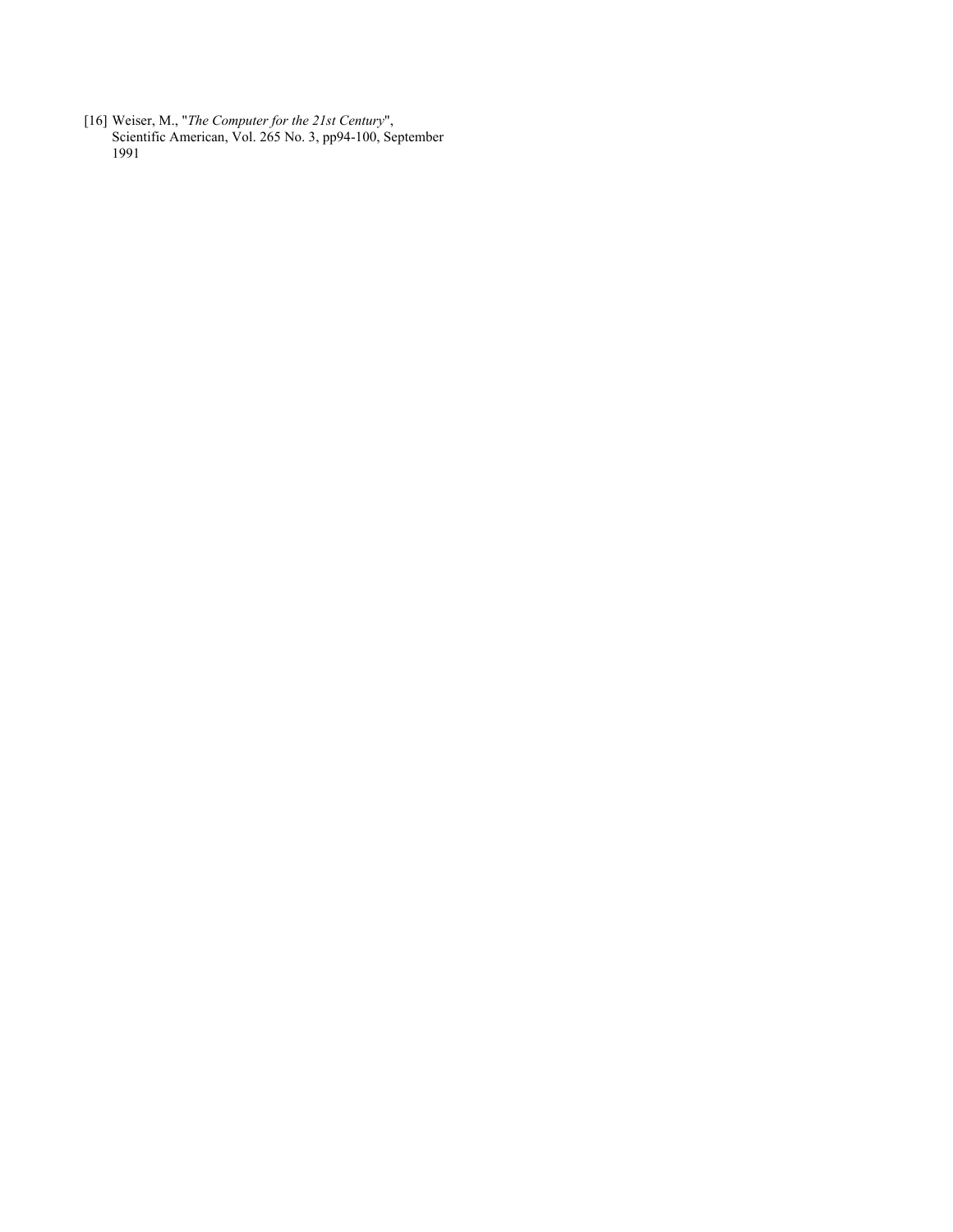[16] Weiser, M., "*The Computer for the 21st Century*", Scientific American, Vol. 265 No. 3, pp94-100, September 1991